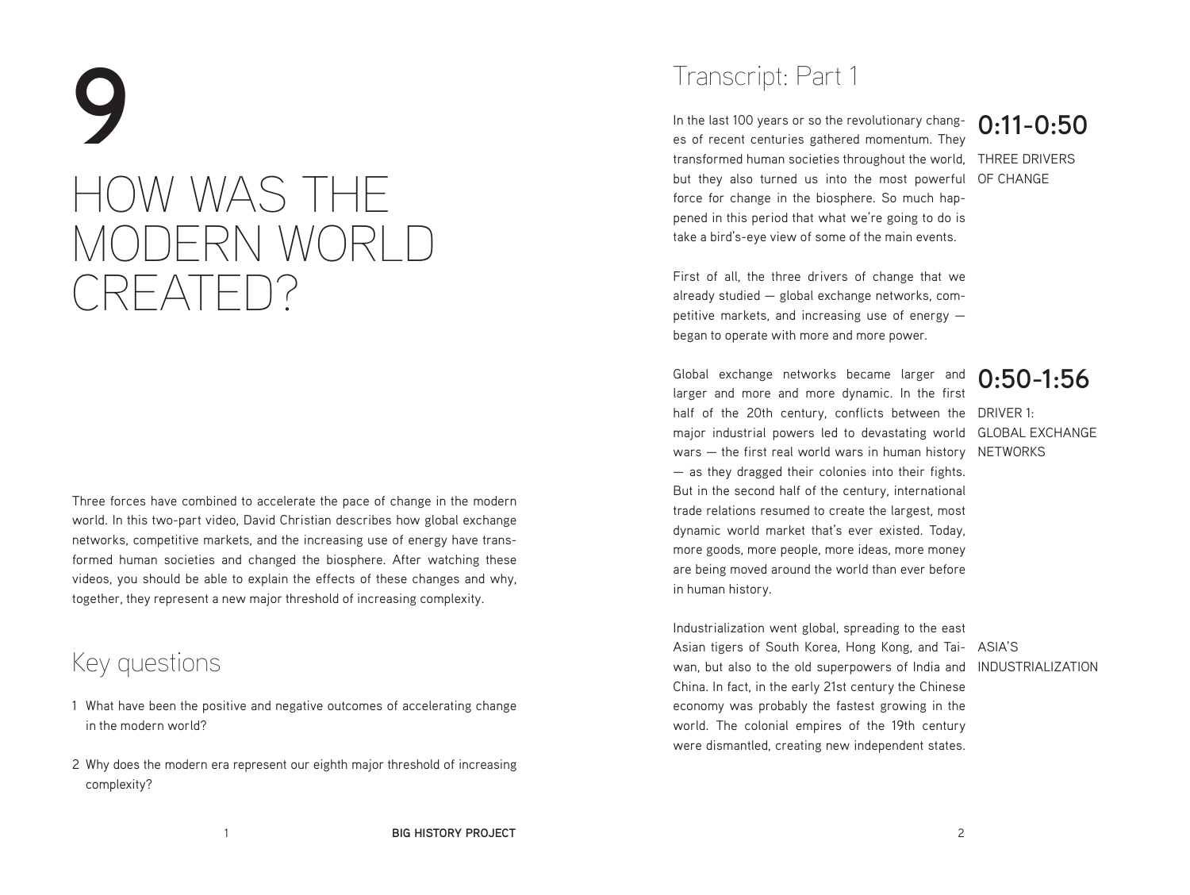# 9

# HOW WAS THE MODERN WORLD CREATED?

Three forces have combined to accelerate the pace of change in the modern world. In this two-part video, David Christian describes how global exchange networks, competitive markets, and the increasing use of energy have transformed human societies and changed the biosphere. After watching these videos, you should be able to explain the effects of these changes and why, together, they represent a new major threshold of increasing complexity.

## Key questions

1. What have been the positive and negative outcomes of accelerating change in the modern world?
2. Why does the modern era represent our eighth major threshold of increasing complexity?

## Transcript: Part 1

**0:11-0:50**

THREE DRIVERS OF CHANGE

In the last 100 years or so the revolutionary changes of recent centuries gathered momentum. They transformed human societies throughout the world, but they also turned us into the most powerful force for change in the biosphere. So much happened in this period that what we're going to do is take a bird's-eye view of some of the main events.

First of all, the three drivers of change that we already studied — global exchange networks, competitive markets, and increasing use of energy — began to operate with more and more power.

**0:50-1:56**

DRIVER 1: GLOBAL EXCHANGE NETWORKS

Global exchange networks became larger and larger and more and more dynamic. In the first half of the 20th century, conflicts between the major industrial powers led to devastating world wars — the first real world wars in human history — as they dragged their colonies into their fights. But in the second half of the century, international trade relations resumed to create the largest, most dynamic world market that's ever existed. Today, more goods, more people, more ideas, more money are being moved around the world than ever before in human history.

ASIA'S INDUSTRIALIZATION

Industrialization went global, spreading to the east Asian tigers of South Korea, Hong Kong, and Taiwan, but also to the old superpowers of India and China. In fact, in the early 21st century the Chinese economy was probably the fastest growing in the world. The colonial empires of the 19th century were dismantled, creating new independent states.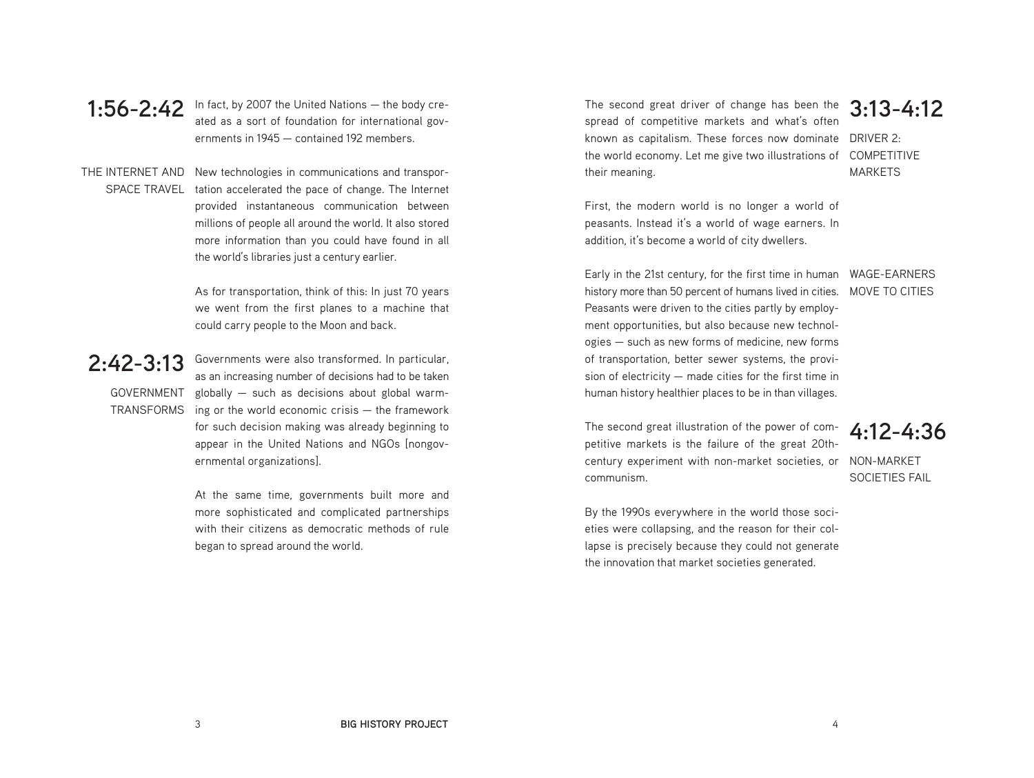## 1:56-2:42

In fact, by 2007 the United Nations — the body created as a sort of foundation for international governments in 1945 — contained 192 members.

THE INTERNET AND SPACE TRAVEL

New technologies in communications and transportation accelerated the pace of change. The Internet provided instantaneous communication between millions of people all around the world. It also stored more information than you could have found in all the world's libraries just a century earlier.

As for transportation, think of this: In just 70 years we went from the first planes to a machine that could carry people to the Moon and back.

## 2:42-3:13

GOVERNMENT TRANSFORMS

Governments were also transformed. In particular, as an increasing number of decisions had to be taken globally — such as decisions about global warming or the world economic crisis — the framework for such decision making was already beginning to appear in the United Nations and NGOs [nongovernmental organizations].

At the same time, governments built more and more sophisticated and complicated partnerships with their citizens as democratic methods of rule began to spread around the world.

## 3:13-4:12

DRIVER 2: COMPETITIVE MARKETS

The second great driver of change has been the spread of competitive markets and what's often known as capitalism. These forces now dominate the world economy. Let me give two illustrations of their meaning.

First, the modern world is no longer a world of peasants. Instead it's a world of wage earners. In addition, it's become a world of city dwellers.

WAGE-EARNERS MOVE TO CITIES

Early in the 21st century, for the first time in human history more than 50 percent of humans lived in cities. Peasants were driven to the cities partly by employment opportunities, but also because new technologies — such as new forms of medicine, new forms of transportation, better sewer systems, the provision of electricity — made cities for the first time in human history healthier places to be in than villages.

## 4:12-4:36

NON-MARKET SOCIETIES FAIL

The second great illustration of the power of competitive markets is the failure of the great 20th-century experiment with non-market societies, or communism.

By the 1990s everywhere in the world those societies were collapsing, and the reason for their collapse is precisely because they could not generate the innovation that market societies generated.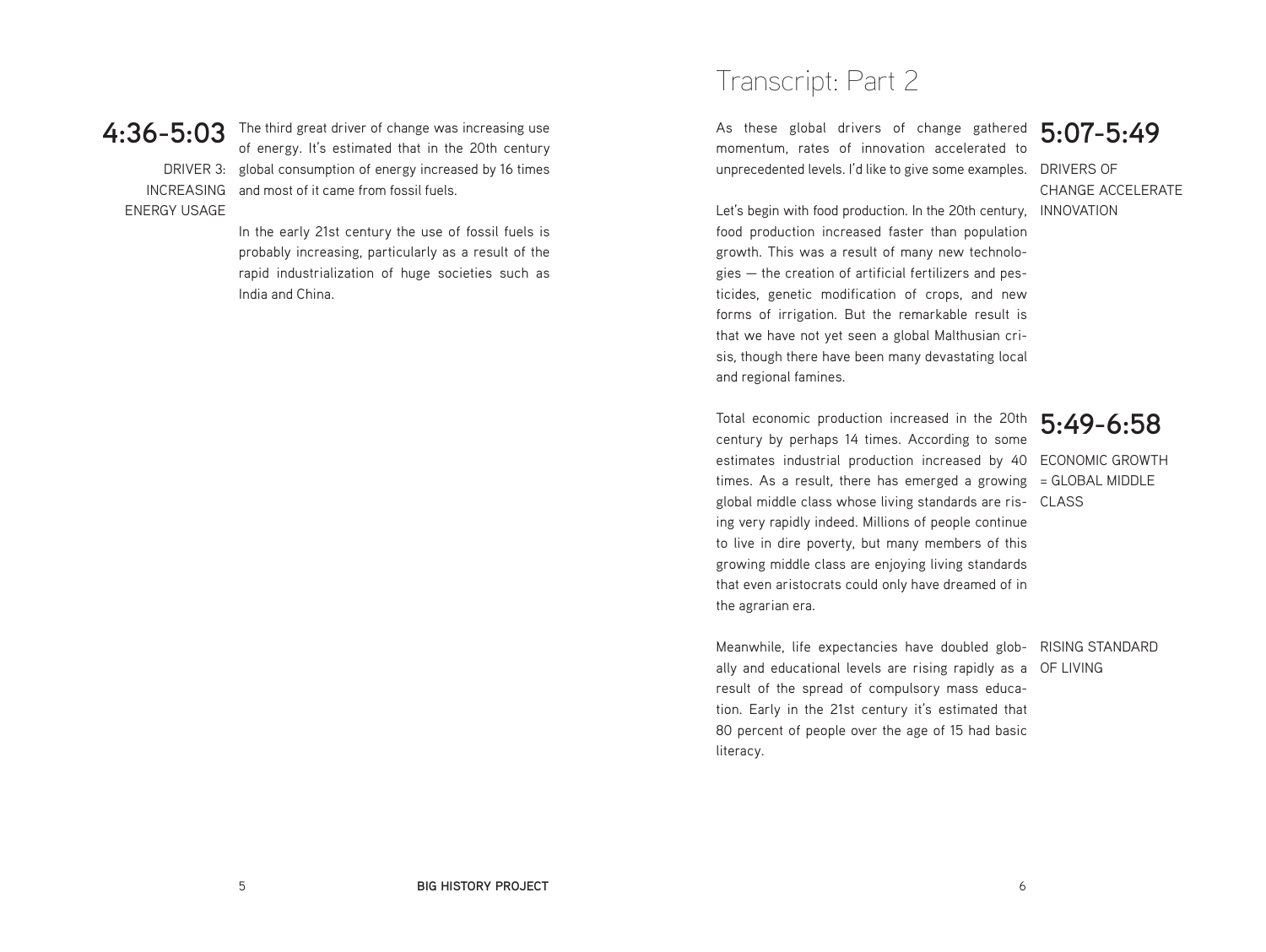**4:36-5:03**

DRIVER 3: INCREASING ENERGY USAGE

The third great driver of change was increasing use of energy. It's estimated that in the 20th century global consumption of energy increased by 16 times and most of it came from fossil fuels.

In the early 21st century the use of fossil fuels is probably increasing, particularly as a result of the rapid industrialization of huge societies such as India and China.

# Transcript: Part 2

**5:07-5:49**

DRIVERS OF CHANGE ACCELERATE INNOVATION

As these global drivers of change gathered momentum, rates of innovation accelerated to unprecedented levels. I'd like to give some examples.

Let's begin with food production. In the 20th century, food production increased faster than population growth. This was a result of many new technologies — the creation of artificial fertilizers and pesticides, genetic modification of crops, and new forms of irrigation. But the remarkable result is that we have not yet seen a global Malthusian crisis, though there have been many devastating local and regional famines.

**5:49-6:58**

ECONOMIC GROWTH = GLOBAL MIDDLE CLASS

Total economic production increased in the 20th century by perhaps 14 times. According to some estimates industrial production increased by 40 times. As a result, there has emerged a growing global middle class whose living standards are rising very rapidly indeed. Millions of people continue to live in dire poverty, but many members of this growing middle class are enjoying living standards that even aristocrats could only have dreamed of in the agrarian era.

RISING STANDARD OF LIVING

Meanwhile, life expectancies have doubled globally and educational levels are rising rapidly as a result of the spread of compulsory mass education. Early in the 21st century it's estimated that 80 percent of people over the age of 15 had basic literacy.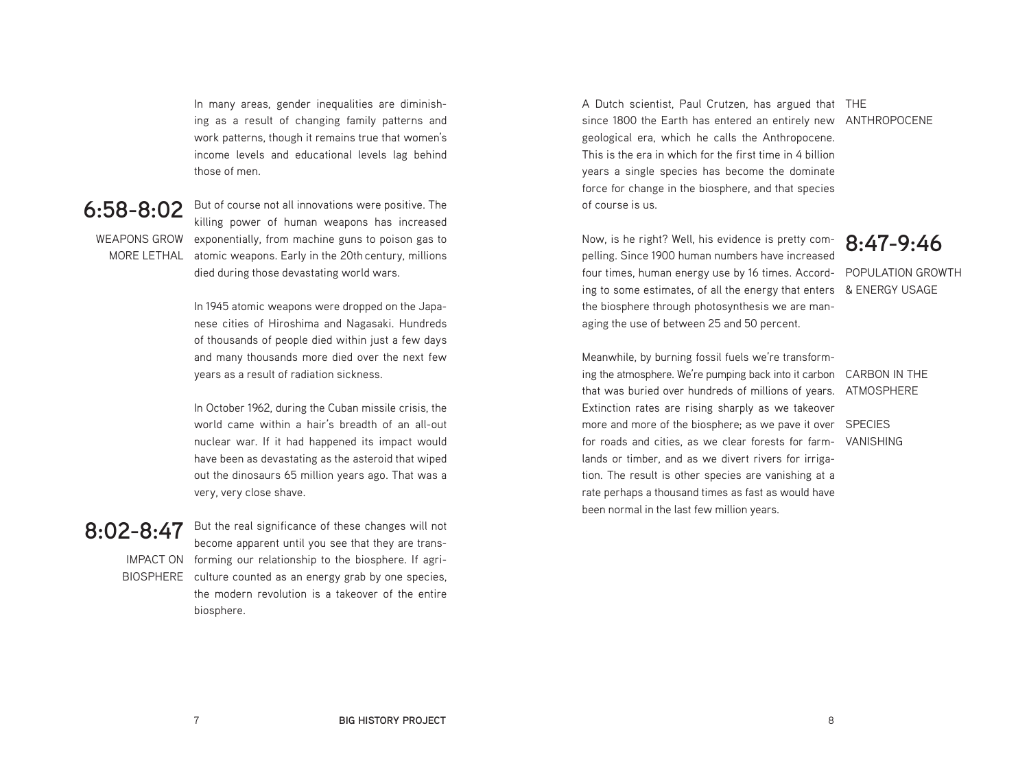In many areas, gender inequalities are diminishing as a result of changing family patterns and work patterns, though it remains true that women's income levels and educational levels lag behind those of men.

## 6:58-8:02

WEAPONS GROW MORE LETHAL

But of course not all innovations were positive. The killing power of human weapons has increased exponentially, from machine guns to poison gas to atomic weapons. Early in the 20th century, millions died during those devastating world wars.

In 1945 atomic weapons were dropped on the Japanese cities of Hiroshima and Nagasaki. Hundreds of thousands of people died within just a few days and many thousands more died over the next few years as a result of radiation sickness.

In October 1962, during the Cuban missile crisis, the world came within a hair's breadth of an all-out nuclear war. If it had happened its impact would have been as devastating as the asteroid that wiped out the dinosaurs 65 million years ago. That was a very, very close shave.

## 8:02-8:47

IMPACT ON BIOSPHERE

But the real significance of these changes will not become apparent until you see that they are transforming our relationship to the biosphere. If agriculture counted as an energy grab by one species, the modern revolution is a takeover of the entire biosphere.

THE ANTHROPOCENE

A Dutch scientist, Paul Crutzen, has argued that since 1800 the Earth has entered an entirely new geological era, which he calls the Anthropocene. This is the era in which for the first time in 4 billion years a single species has become the dominate force for change in the biosphere, and that species of course is us.

## 8:47-9:46

POPULATION GROWTH & ENERGY USAGE

Now, is he right? Well, his evidence is pretty compelling. Since 1900 human numbers have increased four times, human energy use by 16 times. According to some estimates, of all the energy that enters the biosphere through photosynthesis we are managing the use of between 25 and 50 percent.

CARBON IN THE ATMOSPHERE

SPECIES VANISHING

Meanwhile, by burning fossil fuels we're transforming the atmosphere. We're pumping back into it carbon that was buried over hundreds of millions of years. Extinction rates are rising sharply as we takeover more and more of the biosphere; as we pave it over for roads and cities, as we clear forests for farmlands or timber, and as we divert rivers for irrigation. The result is other species are vanishing at a rate perhaps a thousand times as fast as would have been normal in the last few million years.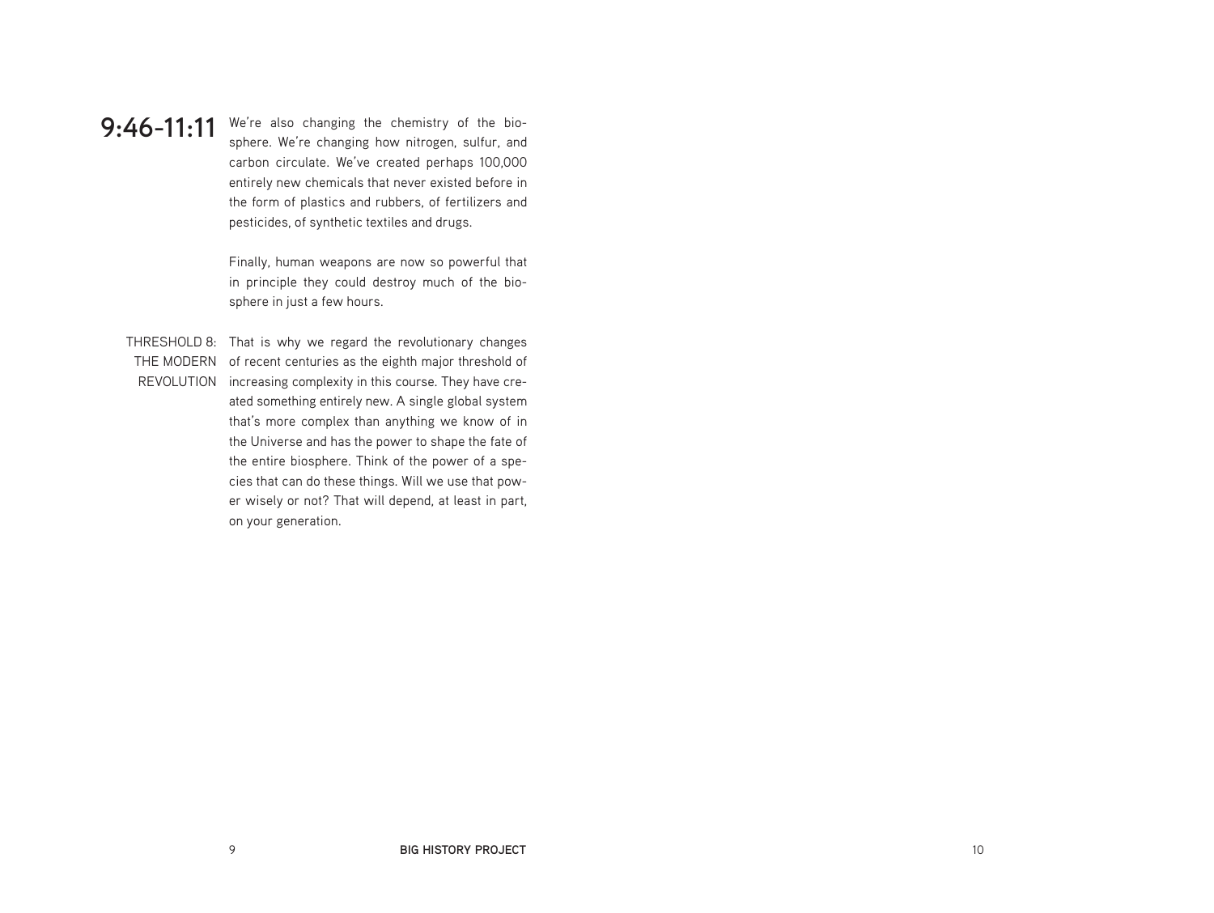**9:46-11:11** We're also changing the chemistry of the biosphere. We're changing how nitrogen, sulfur, and carbon circulate. We've created perhaps 100,000 entirely new chemicals that never existed before in the form of plastics and rubbers, of fertilizers and pesticides, of synthetic textiles and drugs.

Finally, human weapons are now so powerful that in principle they could destroy much of the biosphere in just a few hours.

THRESHOLD 8: THE MODERN REVOLUTION

That is why we regard the revolutionary changes of recent centuries as the eighth major threshold of increasing complexity in this course. They have created something entirely new. A single global system that's more complex than anything we know of in the Universe and has the power to shape the fate of the entire biosphere. Think of the power of a species that can do these things. Will we use that power wisely or not? That will depend, at least in part, on your generation.